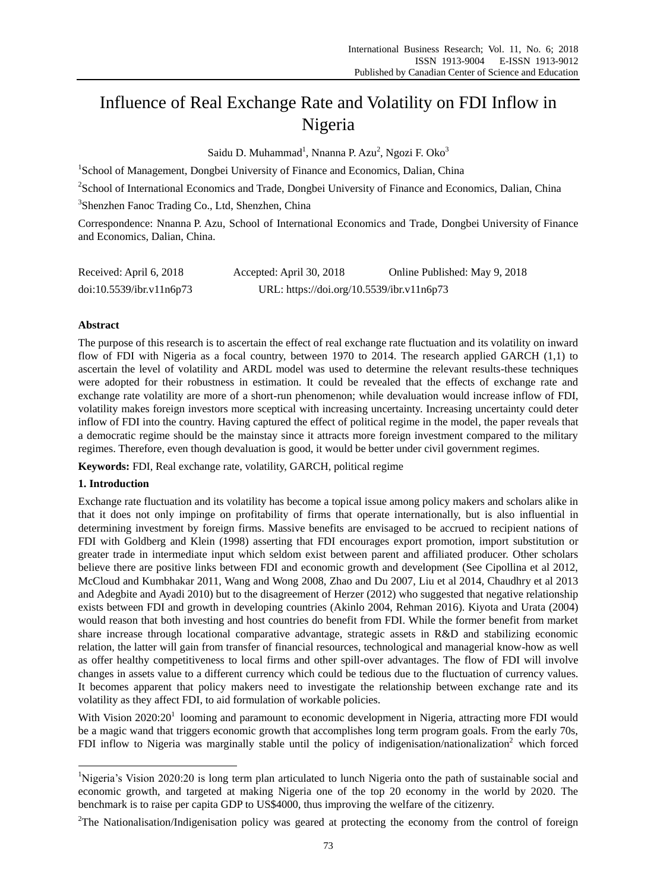# Influence of Real Exchange Rate and Volatility on FDI Inflow in Nigeria

Saidu D. Muhammad[1], Nnanna P. Azu[2], Ngozi F. Oko[3]

[1]School of Management, Dongbei University of Finance and Economics, Dalian, China

[2]School of International Economics and Trade, Dongbei University of Finance and Economics, Dalian, China

[3]Shenzhen Fanoc Trading Co., Ltd, Shenzhen, China

Correspondence: Nnanna P. Azu, School of International Economics and Trade, Dongbei University of Finance and Economics, Dalian, China.

Received: April 6, 2018 Accepted: April 30, 2018 Online Published: May 9, 2018

doi:10.5539/ibr.v11n6p73 URL: https://doi.org/10.5539/ibr.v11n6p73

**Abstract**

The purpose of this research is to ascertain the effect of real exchange rate fluctuation and its volatility on inward flow of FDI with Nigeria as a focal country, between 1970 to 2014. The research applied GARCH (1,1) to ascertain the level of volatility and ARDL model was used to determine the relevant results-these techniques were adopted for their robustness in estimation. It could be revealed that the effects of exchange rate and exchange rate volatility are more of a short-run phenomenon; while devaluation would increase inflow of FDI, volatility makes foreign investors more sceptical with increasing uncertainty. Increasing uncertainty could deter inflow of FDI into the country. Having captured the effect of political regime in the model, the paper reveals that a democratic regime should be the mainstay since it attracts more foreign investment compared to the military regimes. Therefore, even though devaluation is good, it would be better under civil government regimes.

**Keywords:** FDI, Real exchange rate, volatility, GARCH, political regime

## 1. Introduction

Exchange rate fluctuation and its volatility has become a topical issue among policy makers and scholars alike in that it does not only impinge on profitability of firms that operate internationally, but is also influential in determining investment by foreign firms. Massive benefits are envisaged to be accrued to recipient nations of FDI with Goldberg and Klein (1998) asserting that FDI encourages export promotion, import substitution or greater trade in intermediate input which seldom exist between parent and affiliated producer. Other scholars believe there are positive links between FDI and economic growth and development (See Cipollina et al 2012, McCloud and Kumbhakar 2011, Wang and Wong 2008, Zhao and Du 2007, Liu et al 2014, Chaudhry et al 2013 and Adegbite and Ayadi 2010) but to the disagreement of Herzer (2012) who suggested that negative relationship exists between FDI and growth in developing countries (Akinlo 2004, Rehman 2016). Kiyota and Urata (2004) would reason that both investing and host countries do benefit from FDI. While the former benefit from market share increase through locational comparative advantage, strategic assets in R&D and stabilizing economic relation, the latter will gain from transfer of financial resources, technological and managerial know-how as well as offer healthy competitiveness to local firms and other spill-over advantages. The flow of FDI will involve changes in assets value to a different currency which could be tedious due to the fluctuation of currency values. It becomes apparent that policy makers need to investigate the relationship between exchange rate and its volatility as they affect FDI, to aid formulation of workable policies.

With Vision 2020:20[1] looming and paramount to economic development in Nigeria, attracting more FDI would be a magic wand that triggers economic growth that accomplishes long term program goals. From the early 70s, FDI inflow to Nigeria was marginally stable until the policy of indigenisation/nationalization[2] which forced

---

[1]Nigeria's Vision 2020:20 is long term plan articulated to lunch Nigeria onto the path of sustainable social and economic growth, and targeted at making Nigeria one of the top 20 economy in the world by 2020. The benchmark is to raise per capita GDP to US$4000, thus improving the welfare of the citizenry.

[2]The Nationalisation/Indigenisation policy was geared at protecting the economy from the control of foreign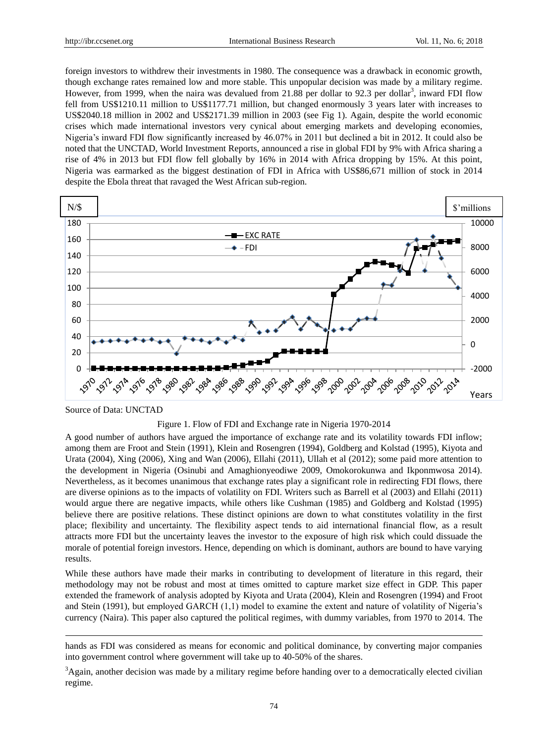foreign investors to withdrew their investments in 1980. The consequence was a drawback in economic growth, though exchange rates remained low and more stable. This unpopular decision was made by a military regime. However, from 1999, when the naira was devalued from 21.88 per dollar to 92.3 per dollar[3], inward FDI flow fell from US$1210.11 million to US$1177.71 million, but changed enormously 3 years later with increases to US$2040.18 million in 2002 and US$2171.39 million in 2003 (see Fig 1). Again, despite the world economic crises which made international investors very cynical about emerging markets and developing economies, Nigeria's inward FDI flow significantly increased by 46.07% in 2011 but declined a bit in 2012. It could also be noted that the UNCTAD, World Investment Reports, announced a rise in global FDI by 9% with Africa sharing a rise of 4% in 2013 but FDI flow fell globally by 16% in 2014 with Africa dropping by 15%. At this point, Nigeria was earmarked as the biggest destination of FDI in Africa with US$86,671 million of stock in 2014 despite the Ebola threat that ravaged the West African sub-region.

Source of Data: UNCTAD

Figure 1. Flow of FDI and Exchange rate in Nigeria 1970-2014

A good number of authors have argued the importance of exchange rate and its volatility towards FDI inflow; among them are Froot and Stein (1991), Klein and Rosengren (1994), Goldberg and Kolstad (1995), Kiyota and Urata (2004), Xing (2006), Xing and Wan (2006), Ellahi (2011), Ullah et al (2012); some paid more attention to the development in Nigeria (Osinubi and Amaghionyeodiwe 2009, Omokorokunwa and Ikponmwosa 2014). Nevertheless, as it becomes unanimous that exchange rates play a significant role in redirecting FDI flows, there are diverse opinions as to the impacts of volatility on FDI. Writers such as Barrell et al (2003) and Ellahi (2011) would argue there are negative impacts, while others like Cushman (1985) and Goldberg and Kolstad (1995) believe there are positive relations. These distinct opinions are down to what constitutes volatility in the first place; flexibility and uncertainty. The flexibility aspect tends to aid international financial flow, as a result attracts more FDI but the uncertainty leaves the investor to the exposure of high risk which could dissuade the morale of potential foreign investors. Hence, depending on which is dominant, authors are bound to have varying results.

While these authors have made their marks in contributing to development of literature in this regard, their methodology may not be robust and most at times omitted to capture market size effect in GDP. This paper extended the framework of analysis adopted by Kiyota and Urata (2004), Klein and Rosengren (1994) and Froot and Stein (1991), but employed GARCH (1,1) model to examine the extent and nature of volatility of Nigeria's currency (Naira). This paper also captured the political regimes, with dummy variables, from 1970 to 2014. The

---

hands as FDI was considered as means for economic and political dominance, by converting major companies into government control where government will take up to 40-50% of the shares.

[3]Again, another decision was made by a military regime before handing over to a democratically elected civilian regime.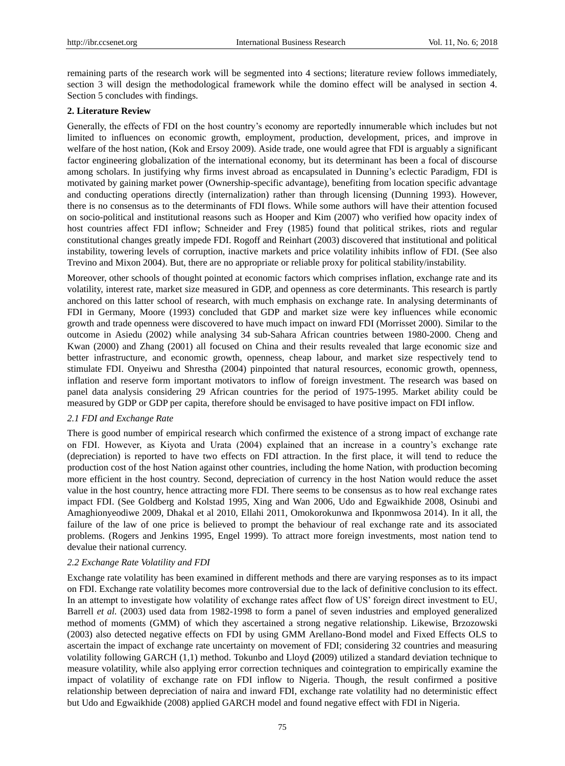remaining parts of the research work will be segmented into 4 sections; literature review follows immediately, section 3 will design the methodological framework while the domino effect will be analysed in section 4. Section 5 concludes with findings.

## 2. Literature Review

Generally, the effects of FDI on the host country's economy are reportedly innumerable which includes but not limited to influences on economic growth, employment, production, development, prices, and improve in welfare of the host nation, (Kok and Ersoy 2009). Aside trade, one would agree that FDI is arguably a significant factor engineering globalization of the international economy, but its determinant has been a focal of discourse among scholars. In justifying why firms invest abroad as encapsulated in Dunning's eclectic Paradigm, FDI is motivated by gaining market power (Ownership-specific advantage), benefiting from location specific advantage and conducting operations directly (internalization) rather than through licensing (Dunning 1993). However, there is no consensus as to the determinants of FDI flows. While some authors will have their attention focused on socio-political and institutional reasons such as Hooper and Kim (2007) who verified how opacity index of host countries affect FDI inflow; Schneider and Frey (1985) found that political strikes, riots and regular constitutional changes greatly impede FDI. Rogoff and Reinhart (2003) discovered that institutional and political instability, towering levels of corruption, inactive markets and price volatility inhibits inflow of FDI. (See also Trevino and Mixon 2004). But, there are no appropriate or reliable proxy for political stability/instability.

Moreover, other schools of thought pointed at economic factors which comprises inflation, exchange rate and its volatility, interest rate, market size measured in GDP, and openness as core determinants. This research is partly anchored on this latter school of research, with much emphasis on exchange rate. In analysing determinants of FDI in Germany, Moore (1993) concluded that GDP and market size were key influences while economic growth and trade openness were discovered to have much impact on inward FDI (Morrisset 2000). Similar to the outcome in Asiedu (2002) while analysing 34 sub-Sahara African countries between 1980-2000. Cheng and Kwan (2000) and Zhang (2001) all focused on China and their results revealed that large economic size and better infrastructure, and economic growth, openness, cheap labour, and market size respectively tend to stimulate FDI. Onyeiwu and Shrestha (2004) pinpointed that natural resources, economic growth, openness, inflation and reserve form important motivators to inflow of foreign investment. The research was based on panel data analysis considering 29 African countries for the period of 1975-1995. Market ability could be measured by GDP or GDP per capita, therefore should be envisaged to have positive impact on FDI inflow.

### *2.1 FDI and Exchange Rate*

There is good number of empirical research which confirmed the existence of a strong impact of exchange rate on FDI. However, as Kiyota and Urata (2004) explained that an increase in a country's exchange rate (depreciation) is reported to have two effects on FDI attraction. In the first place, it will tend to reduce the production cost of the host Nation against other countries, including the home Nation, with production becoming more efficient in the host country. Second, depreciation of currency in the host Nation would reduce the asset value in the host country, hence attracting more FDI. There seems to be consensus as to how real exchange rates impact FDI. (See Goldberg and Kolstad 1995, Xing and Wan 2006, Udo and Egwaikhide 2008, Osinubi and Amaghionyeodiwe 2009, Dhakal et al 2010, Ellahi 2011, Omokorokunwa and Ikponmwosa 2014). In it all, the failure of the law of one price is believed to prompt the behaviour of real exchange rate and its associated problems. (Rogers and Jenkins 1995, Engel 1999). To attract more foreign investments, most nation tend to devalue their national currency.

### *2.2 Exchange Rate Volatility and FDI*

Exchange rate volatility has been examined in different methods and there are varying responses as to its impact on FDI. Exchange rate volatility becomes more controversial due to the lack of definitive conclusion to its effect. In an attempt to investigate how volatility of exchange rates affect flow of US' foreign direct investment to EU, Barrell *et al.* (2003) used data from 1982-1998 to form a panel of seven industries and employed generalized method of moments (GMM) of which they ascertained a strong negative relationship. Likewise, Brzozowski (2003) also detected negative effects on FDI by using GMM Arellano-Bond model and Fixed Effects OLS to ascertain the impact of exchange rate uncertainty on movement of FDI; considering 32 countries and measuring volatility following GARCH (1,1) method. Tokunbo and Lloyd **(**2009) utilized a standard deviation technique to measure volatility, while also applying error correction techniques and cointegration to empirically examine the impact of volatility of exchange rate on FDI inflow to Nigeria. Though, the result confirmed a positive relationship between depreciation of naira and inward FDI, exchange rate volatility had no deterministic effect but Udo and Egwaikhide (2008) applied GARCH model and found negative effect with FDI in Nigeria.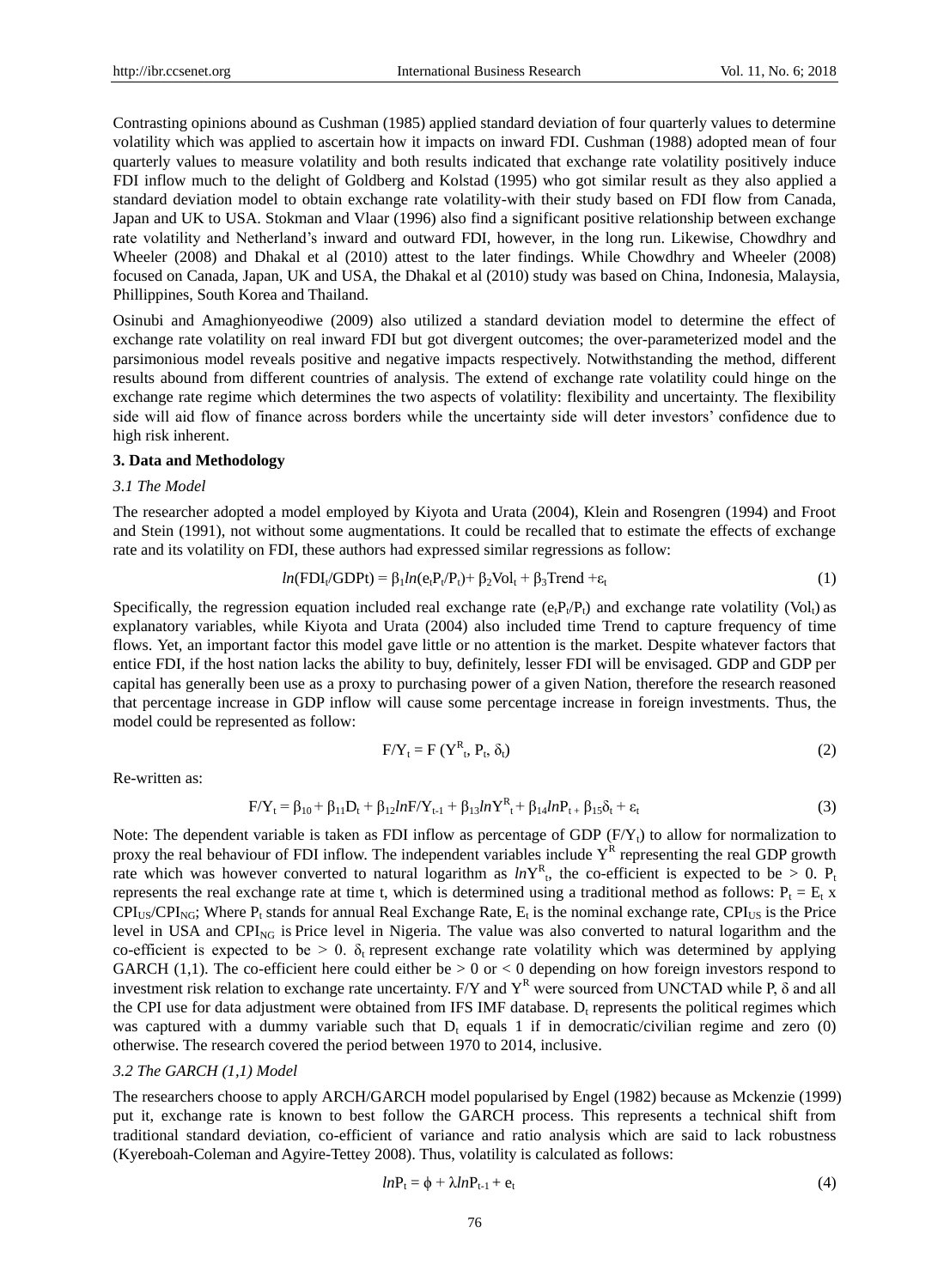Contrasting opinions abound as Cushman (1985) applied standard deviation of four quarterly values to determine volatility which was applied to ascertain how it impacts on inward FDI. Cushman (1988) adopted mean of four quarterly values to measure volatility and both results indicated that exchange rate volatility positively induce FDI inflow much to the delight of Goldberg and Kolstad (1995) who got similar result as they also applied a standard deviation model to obtain exchange rate volatility-with their study based on FDI flow from Canada, Japan and UK to USA. Stokman and Vlaar (1996) also find a significant positive relationship between exchange rate volatility and Netherland's inward and outward FDI, however, in the long run. Likewise, Chowdhry and Wheeler (2008) and Dhakal et al (2010) attest to the later findings. While Chowdhry and Wheeler (2008) focused on Canada, Japan, UK and USA, the Dhakal et al (2010) study was based on China, Indonesia, Malaysia, Phillippines, South Korea and Thailand.

Osinubi and Amaghionyeodiwe (2009) also utilized a standard deviation model to determine the effect of exchange rate volatility on real inward FDI but got divergent outcomes; the over-parameterized model and the parsimonious model reveals positive and negative impacts respectively. Notwithstanding the method, different results abound from different countries of analysis. The extend of exchange rate volatility could hinge on the exchange rate regime which determines the two aspects of volatility: flexibility and uncertainty. The flexibility side will aid flow of finance across borders while the uncertainty side will deter investors' confidence due to high risk inherent.

## 3. Data and Methodology

### 3.1 The Model

The researcher adopted a model employed by Kiyota and Urata (2004), Klein and Rosengren (1994) and Froot and Stein (1991), not without some augmentations. It could be recalled that to estimate the effects of exchange rate and its volatility on FDI, these authors had expressed similar regressions as follow:

$$ln(FDI_t/GDPt) = \beta_1 ln(e_tP_t/P_t) + \beta_2 Vol_t + \beta_3 Trend + \varepsilon_t \quad (1)$$

Specifically, the regression equation included real exchange rate ($e_tP_t/P_t$) and exchange rate volatility ($Vol_t$) as explanatory variables, while Kiyota and Urata (2004) also included time Trend to capture frequency of time flows. Yet, an important factor this model gave little or no attention is the market. Despite whatever factors that entice FDI, if the host nation lacks the ability to buy, definitely, lesser FDI will be envisaged. GDP and GDP per capital has generally been use as a proxy to purchasing power of a given Nation, therefore the research reasoned that percentage increase in GDP inflow will cause some percentage increase in foreign investments. Thus, the model could be represented as follow:

$$F/Y_t = F(Y^R_t, P_t, \delta_t) \quad (2)$$

Re-written as:

$$F/Y_t = \beta_{10} + \beta_{11}D_t + \beta_{12}lnF/Y_{t-1} + \beta_{13}lnY^R_t + \beta_{14}lnP_{t\,+}\ \beta_{15}\delta_t + \varepsilon_t \quad (3)$$

Note: The dependent variable is taken as FDI inflow as percentage of GDP ($F/Y_t$) to allow for normalization to proxy the real behaviour of FDI inflow. The independent variables include $Y^R$ representing the real GDP growth rate which was however converted to natural logarithm as $lnY^R_t$, the co-efficient is expected to be $> 0$. $P_t$ represents the real exchange rate at time t, which is determined using a traditional method as follows: $P_t = E_t \times CPI_{US}/CPI_{NG}$; Where $P_t$ stands for annual Real Exchange Rate, $E_t$ is the nominal exchange rate, $CPI_{US}$ is the Price level in USA and $CPI_{NG}$ is Price level in Nigeria. The value was also converted to natural logarithm and the co-efficient is expected to be $> 0$. $\delta_t$ represent exchange rate volatility which was determined by applying GARCH (1,1). The co-efficient here could either be $> 0$ or $< 0$ depending on how foreign investors respond to investment risk relation to exchange rate uncertainty. F/Y and $Y^R$ were sourced from UNCTAD while P, $\delta$ and all the CPI use for data adjustment were obtained from IFS IMF database. $D_t$ represents the political regimes which was captured with a dummy variable such that $D_t$ equals 1 if in democratic/civilian regime and zero (0) otherwise. The research covered the period between 1970 to 2014, inclusive.

### 3.2 The GARCH (1,1) Model

The researchers choose to apply ARCH/GARCH model popularised by Engel (1982) because as Mckenzie (1999) put it, exchange rate is known to best follow the GARCH process. This represents a technical shift from traditional standard deviation, co-efficient of variance and ratio analysis which are said to lack robustness (Kyereboah-Coleman and Agyire-Tettey 2008). Thus, volatility is calculated as follows:

$$lnP_t = \phi + \lambda lnP_{t-1} + e_t \quad (4)$$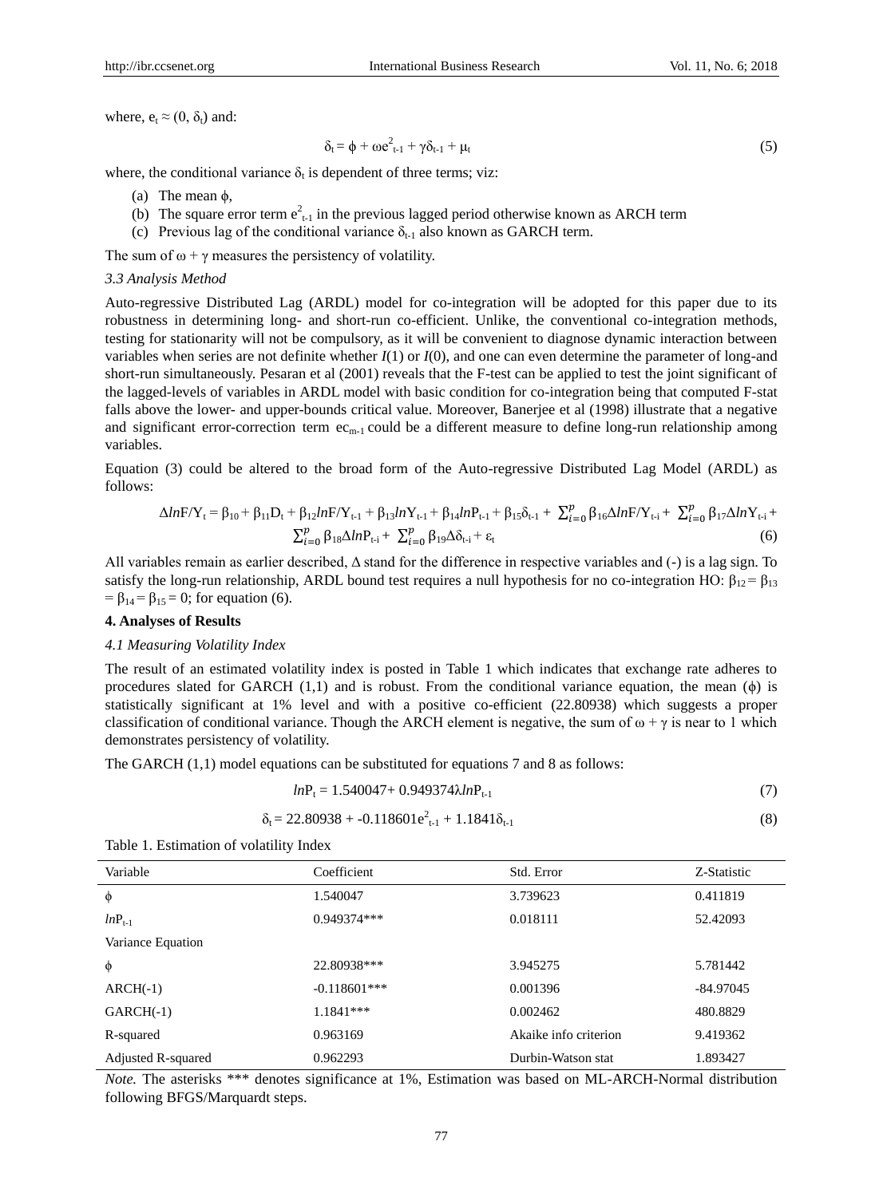where, $e_t \approx (0, \delta_t)$ and:

$$\delta_t = \phi + \omega e^2_{t-1} + \gamma\delta_{t-1} + \mu_t \tag{5}$$

where, the conditional variance $\delta_t$ is dependent of three terms; viz:

(a) The mean $\phi$,
(b) The square error term $e^2_{t-1}$ in the previous lagged period otherwise known as ARCH term
(c) Previous lag of the conditional variance $\delta_{t-1}$ also known as GARCH term.

The sum of $\omega + \gamma$ measures the persistency of volatility.

*3.3 Analysis Method*

Auto-regressive Distributed Lag (ARDL) model for co-integration will be adopted for this paper due to its robustness in determining long- and short-run co-efficient. Unlike, the conventional co-integration methods, testing for stationarity will not be compulsory, as it will be convenient to diagnose dynamic interaction between variables when series are not definite whether $I(1)$ or $I(0)$, and one can even determine the parameter of long-and short-run simultaneously. Pesaran et al (2001) reveals that the F-test can be applied to test the joint significant of the lagged-levels of variables in ARDL model with basic condition for co-integration being that computed F-stat falls above the lower- and upper-bounds critical value. Moreover, Banerjee et al (1998) illustrate that a negative and significant error-correction term $ec_{m-1}$ could be a different measure to define long-run relationship among variables.

Equation (3) could be altered to the broad form of the Auto-regressive Distributed Lag Model (ARDL) as follows:

$$\Delta lnF/Y_t = \beta_{10} + \beta_{11}D_t + \beta_{12}lnF/Y_{t-1} + \beta_{13}lnY_{t-1} + \beta_{14}lnP_{t-1} + \beta_{15}\delta_{t-1} + \sum_{i=0}^{p}\beta_{16}\Delta lnF/Y_{t-i} + \sum_{i=0}^{p}\beta_{17}\Delta lnY_{t-i} + \sum_{i=0}^{p}\beta_{18}\Delta lnP_{t-i} + \sum_{i=0}^{p}\beta_{19}\Delta\delta_{t-i} + \varepsilon_t \tag{6}$$

All variables remain as earlier described, $\Delta$ stand for the difference in respective variables and (-) is a lag sign. To satisfy the long-run relationship, ARDL bound test requires a null hypothesis for no co-integration HO: $\beta_{12} = \beta_{13} = \beta_{14} = \beta_{15} = 0$; for equation (6).

**4. Analyses of Results**

*4.1 Measuring Volatility Index*

The result of an estimated volatility index is posted in Table 1 which indicates that exchange rate adheres to procedures slated for GARCH (1,1) and is robust. From the conditional variance equation, the mean ($\phi$) is statistically significant at 1% level and with a positive co-efficient (22.80938) which suggests a proper classification of conditional variance. Though the ARCH element is negative, the sum of $\omega + \gamma$ is near to 1 which demonstrates persistency of volatility.

The GARCH (1,1) model equations can be substituted for equations 7 and 8 as follows:

$$lnP_t = 1.540047 + 0.949374\lambda lnP_{t-1} \tag{7}$$

$$\delta_t = 22.80938 + -0.118601e^2_{t-1} + 1.1841\delta_{t-1} \tag{8}$$

Table 1. Estimation of volatility Index

| Variable | Coefficient | Std. Error | Z-Statistic |
|---|---|---|---|
| $\phi$ | 1.540047 | 3.739623 | 0.411819 |
| $lnP_{t-1}$ | 0.949374*** | 0.018111 | 52.42093 |
| Variance Equation | | | |
| $\phi$ | 22.80938*** | 3.945275 | 5.781442 |
| ARCH(-1) | -0.118601*** | 0.001396 | -84.97045 |
| GARCH(-1) | 1.1841*** | 0.002462 | 480.8829 |
| R-squared | 0.963169 | Akaike info criterion | 9.419362 |
| Adjusted R-squared | 0.962293 | Durbin-Watson stat | 1.893427 |

*Note.* The asterisks *** denotes significance at 1%, Estimation was based on ML-ARCH-Normal distribution following BFGS/Marquardt steps.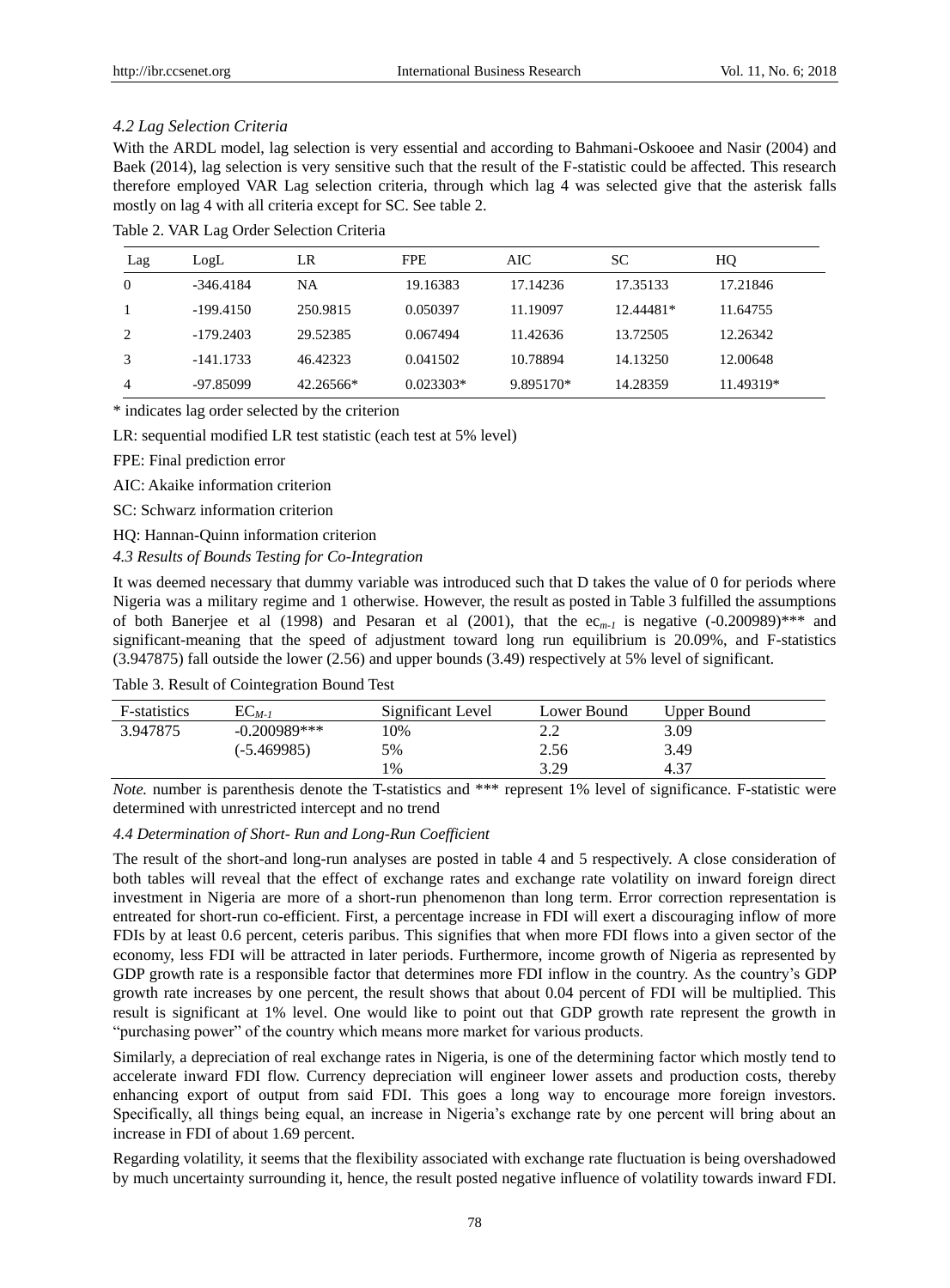*4.2 Lag Selection Criteria*

With the ARDL model, lag selection is very essential and according to Bahmani-Oskooee and Nasir (2004) and Baek (2014), lag selection is very sensitive such that the result of the F-statistic could be affected. This research therefore employed VAR Lag selection criteria, through which lag 4 was selected give that the asterisk falls mostly on lag 4 with all criteria except for SC. See table 2.

Table 2. VAR Lag Order Selection Criteria

| Lag | LogL | LR | FPE | AIC | SC | HQ |
|---|---|---|---|---|---|---|
| 0 | -346.4184 | NA | 19.16383 | 17.14236 | 17.35133 | 17.21846 |
| 1 | -199.4150 | 250.9815 | 0.050397 | 11.19097 | 12.44481* | 11.64755 |
| 2 | -179.2403 | 29.52385 | 0.067494 | 11.42636 | 13.72505 | 12.26342 |
| 3 | -141.1733 | 46.42323 | 0.041502 | 10.78894 | 14.13250 | 12.00648 |
| 4 | -97.85099 | 42.26566* | 0.023303* | 9.895170* | 14.28359 | 11.49319* |

\* indicates lag order selected by the criterion

LR: sequential modified LR test statistic (each test at 5% level)

FPE: Final prediction error

AIC: Akaike information criterion

SC: Schwarz information criterion

HQ: Hannan-Quinn information criterion

*4.3 Results of Bounds Testing for Co-Integration*

It was deemed necessary that dummy variable was introduced such that D takes the value of 0 for periods where Nigeria was a military regime and 1 otherwise. However, the result as posted in Table 3 fulfilled the assumptions of both Banerjee et al (1998) and Pesaran et al (2001), that the $ec_{m-1}$ is negative (-0.200989)*** and significant-meaning that the speed of adjustment toward long run equilibrium is 20.09%, and F-statistics (3.947875) fall outside the lower (2.56) and upper bounds (3.49) respectively at 5% level of significant.

Table 3. Result of Cointegration Bound Test

| F-statistics | $EC_{M-1}$ | Significant Level | Lower Bound | Upper Bound |
|---|---|---|---|---|
| 3.947875 | -0.200989*** | 10% | 2.2 | 3.09 |
| | (-5.469985) | 5% | 2.56 | 3.49 |
| | | 1% | 3.29 | 4.37 |

*Note.* number is parenthesis denote the T-statistics and *** represent 1% level of significance. F-statistic were determined with unrestricted intercept and no trend

*4.4 Determination of Short- Run and Long-Run Coefficient*

The result of the short-and long-run analyses are posted in table 4 and 5 respectively. A close consideration of both tables will reveal that the effect of exchange rates and exchange rate volatility on inward foreign direct investment in Nigeria are more of a short-run phenomenon than long term. Error correction representation is entreated for short-run co-efficient. First, a percentage increase in FDI will exert a discouraging inflow of more FDIs by at least 0.6 percent, ceteris paribus. This signifies that when more FDI flows into a given sector of the economy, less FDI will be attracted in later periods. Furthermore, income growth of Nigeria as represented by GDP growth rate is a responsible factor that determines more FDI inflow in the country. As the country's GDP growth rate increases by one percent, the result shows that about 0.04 percent of FDI will be multiplied. This result is significant at 1% level. One would like to point out that GDP growth rate represent the growth in "purchasing power" of the country which means more market for various products.

Similarly, a depreciation of real exchange rates in Nigeria, is one of the determining factor which mostly tend to accelerate inward FDI flow. Currency depreciation will engineer lower assets and production costs, thereby enhancing export of output from said FDI. This goes a long way to encourage more foreign investors. Specifically, all things being equal, an increase in Nigeria's exchange rate by one percent will bring about an increase in FDI of about 1.69 percent.

Regarding volatility, it seems that the flexibility associated with exchange rate fluctuation is being overshadowed by much uncertainty surrounding it, hence, the result posted negative influence of volatility towards inward FDI.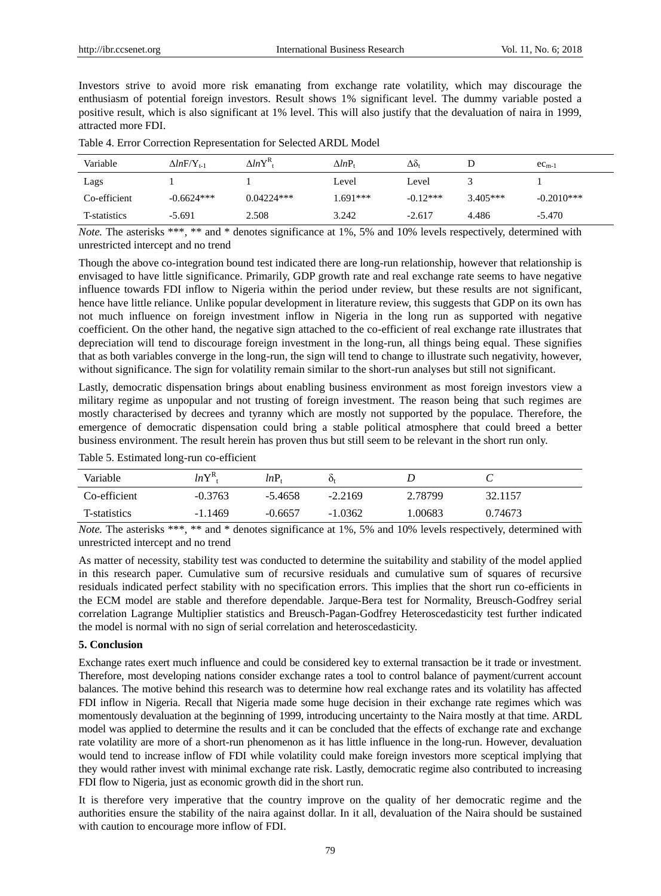Investors strive to avoid more risk emanating from exchange rate volatility, which may discourage the enthusiasm of potential foreign investors. Result shows 1% significant level. The dummy variable posted a positive result, which is also significant at 1% level. This will also justify that the devaluation of naira in 1999, attracted more FDI.

Table 4. Error Correction Representation for Selected ARDL Model

| Variable | $\Delta lnF/Y_{t-1}$ | $\Delta lnY^R_t$ | $\Delta lnP_t$ | $\Delta\delta_t$ | D | $ec_{m-1}$ |
|---|---|---|---|---|---|---|
| Lags | 1 | 1 | Level | Level | 3 | 1 |
| Co-efficient | -0.6624*** | 0.04224*** | 1.691*** | -0.12*** | 3.405*** | -0.2010*** |
| T-statistics | -5.691 | 2.508 | 3.242 | -2.617 | 4.486 | -5.470 |

*Note.* The asterisks ***, ** and * denotes significance at 1%, 5% and 10% levels respectively, determined with unrestricted intercept and no trend

Though the above co-integration bound test indicated there are long-run relationship, however that relationship is envisaged to have little significance. Primarily, GDP growth rate and real exchange rate seems to have negative influence towards FDI inflow to Nigeria within the period under review, but these results are not significant, hence have little reliance. Unlike popular development in literature review, this suggests that GDP on its own has not much influence on foreign investment inflow in Nigeria in the long run as supported with negative coefficient. On the other hand, the negative sign attached to the co-efficient of real exchange rate illustrates that depreciation will tend to discourage foreign investment in the long-run, all things being equal. These signifies that as both variables converge in the long-run, the sign will tend to change to illustrate such negativity, however, without significance. The sign for volatility remain similar to the short-run analyses but still not significant.

Lastly, democratic dispensation brings about enabling business environment as most foreign investors view a military regime as unpopular and not trusting of foreign investment. The reason being that such regimes are mostly characterised by decrees and tyranny which are mostly not supported by the populace. Therefore, the emergence of democratic dispensation could bring a stable political atmosphere that could breed a better business environment. The result herein has proven thus but still seem to be relevant in the short run only.

Table 5. Estimated long-run co-efficient

| Variable | $lnY^R_t$ | $lnP_t$ | $\delta_t$ | $D$ | $C$ |
|---|---|---|---|---|---|
| Co-efficient | -0.3763 | -5.4658 | -2.2169 | 2.78799 | 32.1157 |
| T-statistics | -1.1469 | -0.6657 | -1.0362 | 1.00683 | 0.74673 |

*Note.* The asterisks ***, ** and * denotes significance at 1%, 5% and 10% levels respectively, determined with unrestricted intercept and no trend

As matter of necessity, stability test was conducted to determine the suitability and stability of the model applied in this research paper. Cumulative sum of recursive residuals and cumulative sum of squares of recursive residuals indicated perfect stability with no specification errors. This implies that the short run co-efficients in the ECM model are stable and therefore dependable. Jarque-Bera test for Normality, Breusch-Godfrey serial correlation Lagrange Multiplier statistics and Breusch-Pagan-Godfrey Heteroscedasticity test further indicated the model is normal with no sign of serial correlation and heteroscedasticity.

## 5. Conclusion

Exchange rates exert much influence and could be considered key to external transaction be it trade or investment. Therefore, most developing nations consider exchange rates a tool to control balance of payment/current account balances. The motive behind this research was to determine how real exchange rates and its volatility has affected FDI inflow in Nigeria. Recall that Nigeria made some huge decision in their exchange rate regimes which was momentously devaluation at the beginning of 1999, introducing uncertainty to the Naira mostly at that time. ARDL model was applied to determine the results and it can be concluded that the effects of exchange rate and exchange rate volatility are more of a short-run phenomenon as it has little influence in the long-run. However, devaluation would tend to increase inflow of FDI while volatility could make foreign investors more sceptical implying that they would rather invest with minimal exchange rate risk. Lastly, democratic regime also contributed to increasing FDI flow to Nigeria, just as economic growth did in the short run.

It is therefore very imperative that the country improve on the quality of her democratic regime and the authorities ensure the stability of the naira against dollar. In it all, devaluation of the Naira should be sustained with caution to encourage more inflow of FDI.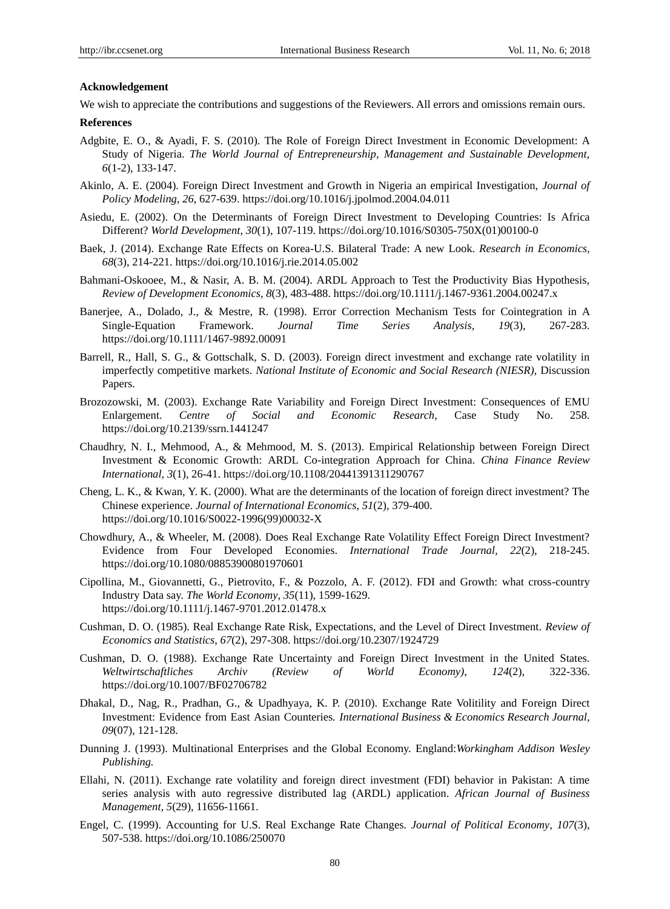**Acknowledgement**

We wish to appreciate the contributions and suggestions of the Reviewers. All errors and omissions remain ours.

**References**

Adgbite, E. O., & Ayadi, F. S. (2010). The Role of Foreign Direct Investment in Economic Development: A Study of Nigeria. *The World Journal of Entrepreneurship, Management and Sustainable Development, 6*(1-2), 133-147.

Akinlo, A. E. (2004). Foreign Direct Investment and Growth in Nigeria an empirical Investigation, *Journal of Policy Modeling, 26*, 627-639. https://doi.org/10.1016/j.jpolmod.2004.04.011

Asiedu, E. (2002). On the Determinants of Foreign Direct Investment to Developing Countries: Is Africa Different? *World Development, 30*(1), 107-119. https://doi.org/10.1016/S0305-750X(01)00100-0

Baek, J. (2014). Exchange Rate Effects on Korea-U.S. Bilateral Trade: A new Look. *Research in Economics, 68*(3), 214-221. https://doi.org/10.1016/j.rie.2014.05.002

Bahmani-Oskooee, M., & Nasir, A. B. M. (2004). ARDL Approach to Test the Productivity Bias Hypothesis, *Review of Development Economics*, *8*(3), 483-488. https://doi.org/10.1111/j.1467-9361.2004.00247.x

Banerjee, A., Dolado, J., & Mestre, R. (1998). Error Correction Mechanism Tests for Cointegration in A Single-Equation Framework. *Journal Time Series Analysis, 19*(3), 267-283. https://doi.org/10.1111/1467-9892.00091

Barrell, R., Hall, S. G., & Gottschalk, S. D. (2003). Foreign direct investment and exchange rate volatility in imperfectly competitive markets. *National Institute of Economic and Social Research (NIESR),* Discussion Papers.

Brozozowski, M. (2003). Exchange Rate Variability and Foreign Direct Investment: Consequences of EMU Enlargement. *Centre of Social and Economic Research*, Case Study No. 258. https://doi.org/10.2139/ssrn.1441247

Chaudhry, N. I., Mehmood, A., & Mehmood, M. S. (2013). Empirical Relationship between Foreign Direct Investment & Economic Growth: ARDL Co-integration Approach for China. *China Finance Review International, 3*(1), 26-41. https://doi.org/10.1108/20441391311290767

Cheng, L. K., & Kwan, Y. K. (2000). What are the determinants of the location of foreign direct investment? The Chinese experience. *Journal of International Economics*, *51*(2), 379-400. https://doi.org/10.1016/S0022-1996(99)00032-X

Chowdhury, A., & Wheeler, M. (2008). Does Real Exchange Rate Volatility Effect Foreign Direct Investment? Evidence from Four Developed Economies. *International Trade Journal, 22*(2), 218-245. https://doi.org/10.1080/08853900801970601

Cipollina, M., Giovannetti, G., Pietrovito, F., & Pozzolo, A. F. (2012). FDI and Growth: what cross-country Industry Data say. *The World Economy*, *35*(11), 1599-1629. https://doi.org/10.1111/j.1467-9701.2012.01478.x

Cushman, D. O. (1985). Real Exchange Rate Risk, Expectations, and the Level of Direct Investment. *Review of Economics and Statistics*, *67*(2), 297-308. https://doi.org/10.2307/1924729

Cushman, D. O. (1988). Exchange Rate Uncertainty and Foreign Direct Investment in the United States. *Weltwirtschaftliches Archiv (Review of World Economy)*, *124*(2), 322-336. https://doi.org/10.1007/BF02706782

Dhakal, D., Nag, R., Pradhan, G., & Upadhyaya, K. P. (2010). Exchange Rate Volitility and Foreign Direct Investment: Evidence from East Asian Counteries*. International Business & Economics Research Journal*, *09*(07), 121-128.

Dunning J. (1993). Multinational Enterprises and the Global Economy. England:*Workingham Addison Wesley Publishing.*

Ellahi, N. (2011). Exchange rate volatility and foreign direct investment (FDI) behavior in Pakistan: A time series analysis with auto regressive distributed lag (ARDL) application. *African Journal of Business Management, 5*(29), 11656-11661.

Engel, C. (1999). Accounting for U.S. Real Exchange Rate Changes. *Journal of Political Economy*, *107*(3), 507-538. https://doi.org/10.1086/250070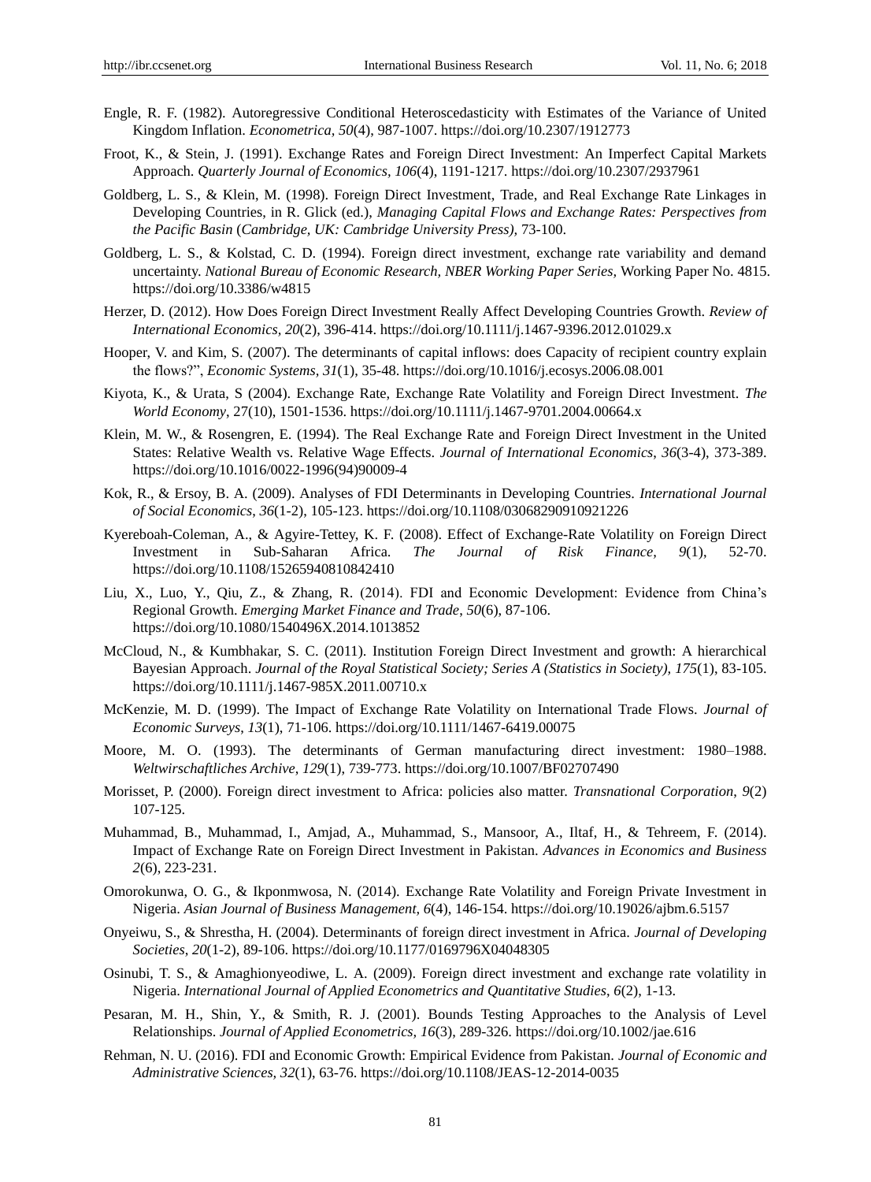Engle, R. F. (1982). Autoregressive Conditional Heteroscedasticity with Estimates of the Variance of United Kingdom Inflation. *Econometrica, 50*(4), 987-1007. https://doi.org/10.2307/1912773

Froot, K., & Stein, J. (1991). Exchange Rates and Foreign Direct Investment: An Imperfect Capital Markets Approach. *Quarterly Journal of Economics, 106*(4), 1191-1217. https://doi.org/10.2307/2937961

Goldberg, L. S., & Klein, M. (1998). Foreign Direct Investment, Trade, and Real Exchange Rate Linkages in Developing Countries, in R. Glick (ed.), *Managing Capital Flows and Exchange Rates: Perspectives from the Pacific Basin* (*Cambridge, UK: Cambridge University Press),* 73-100.

Goldberg, L. S., & Kolstad, C. D. (1994). Foreign direct investment, exchange rate variability and demand uncertainty. *National Bureau of Economic Research, NBER Working Paper Series,* Working Paper No. 4815. https://doi.org/10.3386/w4815

Herzer, D. (2012). How Does Foreign Direct Investment Really Affect Developing Countries Growth. *Review of International Economics, 20*(2), 396-414. https://doi.org/10.1111/j.1467-9396.2012.01029.x

Hooper, V. and Kim, S. (2007). The determinants of capital inflows: does Capacity of recipient country explain the flows?", *Economic Systems*, *31*(1), 35-48. https://doi.org/10.1016/j.ecosys.2006.08.001

Kiyota, K., & Urata, S (2004). Exchange Rate, Exchange Rate Volatility and Foreign Direct Investment. *The World Economy*, 27(10), 1501-1536. https://doi.org/10.1111/j.1467-9701.2004.00664.x

Klein, M. W., & Rosengren, E. (1994). The Real Exchange Rate and Foreign Direct Investment in the United States: Relative Wealth vs. Relative Wage Effects. *Journal of International Economics*, *36*(3-4), 373-389. https://doi.org/10.1016/0022-1996(94)90009-4

Kok, R., & Ersoy, B. A. (2009). Analyses of FDI Determinants in Developing Countries. *International Journal of Social Economics, 36*(1-2), 105-123. https://doi.org/10.1108/03068290910921226

Kyereboah-Coleman, A., & Agyire-Tettey, K. F. (2008). Effect of Exchange-Rate Volatility on Foreign Direct Investment in Sub-Saharan Africa. *The Journal of Risk Finance, 9*(1), 52-70. https://doi.org/10.1108/15265940810842410

Liu, X., Luo, Y., Qiu, Z., & Zhang, R. (2014). FDI and Economic Development: Evidence from China's Regional Growth. *Emerging Market Finance and Trade*, *50*(6), 87-106. https://doi.org/10.1080/1540496X.2014.1013852

McCloud, N., & Kumbhakar, S. C. (2011). Institution Foreign Direct Investment and growth: A hierarchical Bayesian Approach. *Journal of the Royal Statistical Society; Series A (Statistics in Society), 175*(1), 83-105. https://doi.org/10.1111/j.1467-985X.2011.00710.x

McKenzie, M. D. (1999). The Impact of Exchange Rate Volatility on International Trade Flows. *Journal of Economic Surveys*, *13*(1), 71-106. https://doi.org/10.1111/1467-6419.00075

Moore, M. O. (1993). The determinants of German manufacturing direct investment: 1980–1988. *Weltwirschaftliches Archive*, *129*(1), 739-773. https://doi.org/10.1007/BF02707490

Morisset, P. (2000). Foreign direct investment to Africa: policies also matter. *Transnational Corporation*, *9*(2) 107-125.

Muhammad, B., Muhammad, I., Amjad, A., Muhammad, S., Mansoor, A., Iltaf, H., & Tehreem, F. (2014). Impact of Exchange Rate on Foreign Direct Investment in Pakistan. *Advances in Economics and Business 2*(6), 223-231.

Omorokunwa, O. G., & Ikponmwosa, N. (2014). Exchange Rate Volatility and Foreign Private Investment in Nigeria. *Asian Journal of Business Management, 6*(4), 146-154. https://doi.org/10.19026/ajbm.6.5157

Onyeiwu, S., & Shrestha, H. (2004). Determinants of foreign direct investment in Africa. *Journal of Developing Societies*, *20*(1-2), 89-106. https://doi.org/10.1177/0169796X04048305

Osinubi, T. S., & Amaghionyeodiwe, L. A. (2009). Foreign direct investment and exchange rate volatility in Nigeria. *International Journal of Applied Econometrics and Quantitative Studies*, *6*(2), 1-13.

Pesaran, M. H., Shin, Y., & Smith, R. J. (2001). Bounds Testing Approaches to the Analysis of Level Relationships. *Journal of Applied Econometrics, 16*(3), 289-326. https://doi.org/10.1002/jae.616

Rehman, N. U. (2016). FDI and Economic Growth: Empirical Evidence from Pakistan. *Journal of Economic and Administrative Sciences, 32*(1), 63-76. https://doi.org/10.1108/JEAS-12-2014-0035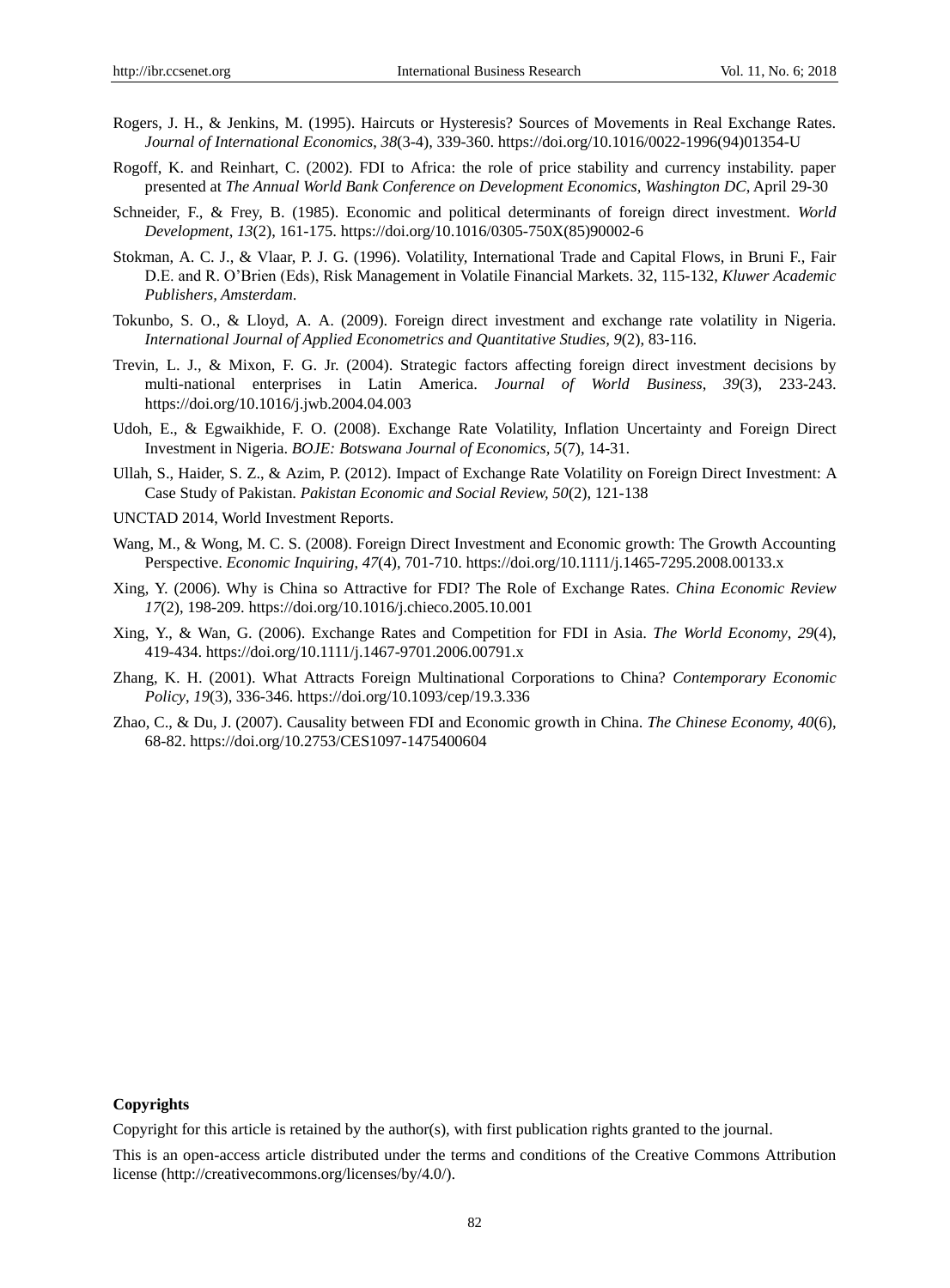Rogers, J. H., & Jenkins, M. (1995). Haircuts or Hysteresis? Sources of Movements in Real Exchange Rates. *Journal of International Economics*, *38*(3-4), 339-360. https://doi.org/10.1016/0022-1996(94)01354-U

Rogoff, K. and Reinhart, C. (2002). FDI to Africa: the role of price stability and currency instability. paper presented at *The Annual World Bank Conference on Development Economics, Washington DC,* April 29-30

Schneider, F., & Frey, B. (1985). Economic and political determinants of foreign direct investment. *World Development*, *13*(2), 161-175. https://doi.org/10.1016/0305-750X(85)90002-6

Stokman, A. C. J., & Vlaar, P. J. G. (1996). Volatility, International Trade and Capital Flows, in Bruni F., Fair D.E. and R. O'Brien (Eds), Risk Management in Volatile Financial Markets. 32, 115-132, *Kluwer Academic Publishers, Amsterdam.*

Tokunbo, S. O., & Lloyd, A. A. (2009). Foreign direct investment and exchange rate volatility in Nigeria. *International Journal of Applied Econometrics and Quantitative Studies, 9*(2), 83-116.

Trevin, L. J., & Mixon, F. G. Jr. (2004). Strategic factors affecting foreign direct investment decisions by multi-national enterprises in Latin America. *Journal of World Business, 39*(3), 233-243. https://doi.org/10.1016/j.jwb.2004.04.003

Udoh, E., & Egwaikhide, F. O. (2008). Exchange Rate Volatility, Inflation Uncertainty and Foreign Direct Investment in Nigeria. *BOJE: Botswana Journal of Economics, 5*(7), 14-31.

Ullah, S., Haider, S. Z., & Azim, P. (2012). Impact of Exchange Rate Volatility on Foreign Direct Investment: A Case Study of Pakistan. *Pakistan Economic and Social Review, 50*(2), 121-138

UNCTAD 2014, World Investment Reports.

Wang, M., & Wong, M. C. S. (2008). Foreign Direct Investment and Economic growth: The Growth Accounting Perspective. *Economic Inquiring*, *47*(4), 701-710. https://doi.org/10.1111/j.1465-7295.2008.00133.x

Xing, Y. (2006). Why is China so Attractive for FDI? The Role of Exchange Rates. *China Economic Review 17*(2), 198-209. https://doi.org/10.1016/j.chieco.2005.10.001

Xing, Y., & Wan, G. (2006). Exchange Rates and Competition for FDI in Asia. *The World Economy*, *29*(4), 419-434. https://doi.org/10.1111/j.1467-9701.2006.00791.x

Zhang, K. H. (2001). What Attracts Foreign Multinational Corporations to China? *Contemporary Economic Policy*, *19*(3), 336-346. https://doi.org/10.1093/cep/19.3.336

Zhao, C., & Du, J. (2007). Causality between FDI and Economic growth in China. *The Chinese Economy, 40*(6), 68-82. https://doi.org/10.2753/CES1097-1475400604

**Copyrights**

Copyright for this article is retained by the author(s), with first publication rights granted to the journal.

This is an open-access article distributed under the terms and conditions of the Creative Commons Attribution license (http://creativecommons.org/licenses/by/4.0/).